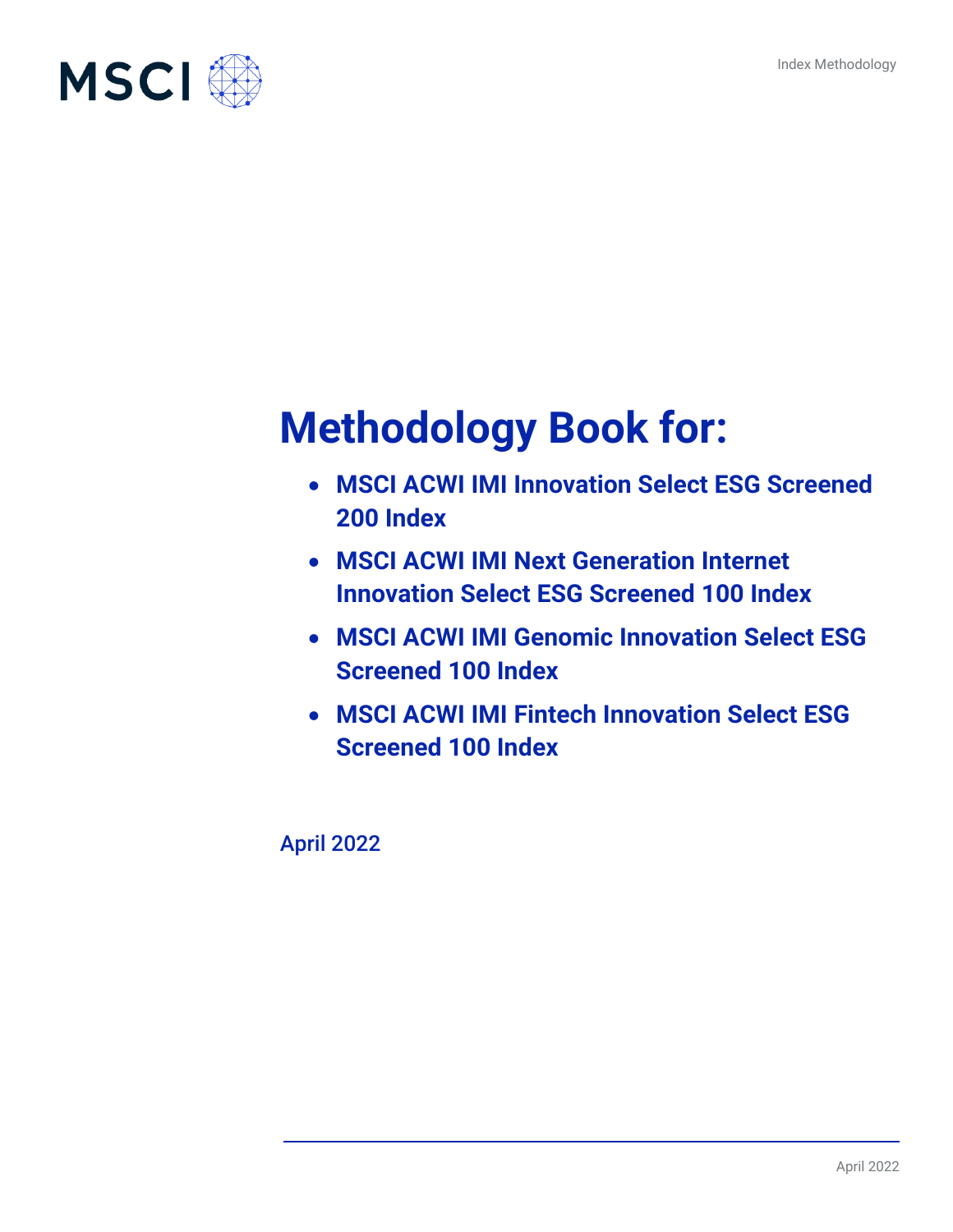MSCI

Index Methodology

# Methodology Book for:

- **MSCI ACWI IMI Innovation Select ESG Screened 200 Index**
- **MSCI ACWI IMI Next Generation Internet Innovation Select ESG Screened 100 Index**
- **MSCI ACWI IMI Genomic Innovation Select ESG Screened 100 Index**
- **MSCI ACWI IMI Fintech Innovation Select ESG Screened 100 Index**

April 2022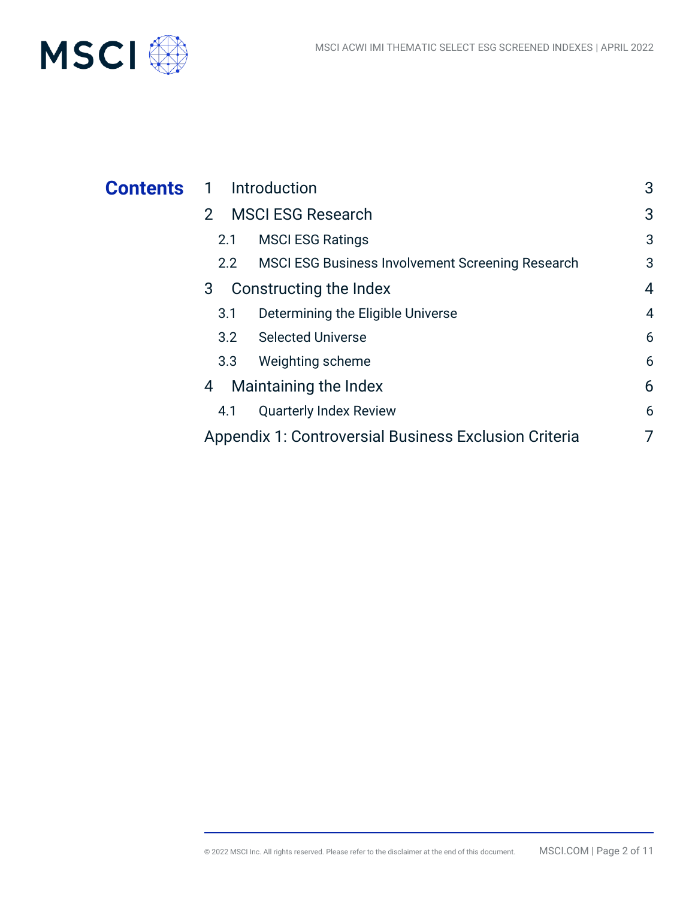# Contents

| | | |
|---|---|---|
| 1 | Introduction | 3 |
| 2 | MSCI ESG Research | 3 |
| 2.1 | MSCI ESG Ratings | 3 |
| 2.2 | MSCI ESG Business Involvement Screening Research | 3 |
| 3 | Constructing the Index | 4 |
| 3.1 | Determining the Eligible Universe | 4 |
| 3.2 | Selected Universe | 6 |
| 3.3 | Weighting scheme | 6 |
| 4 | Maintaining the Index | 6 |
| 4.1 | Quarterly Index Review | 6 |
| | Appendix 1: Controversial Business Exclusion Criteria | 7 |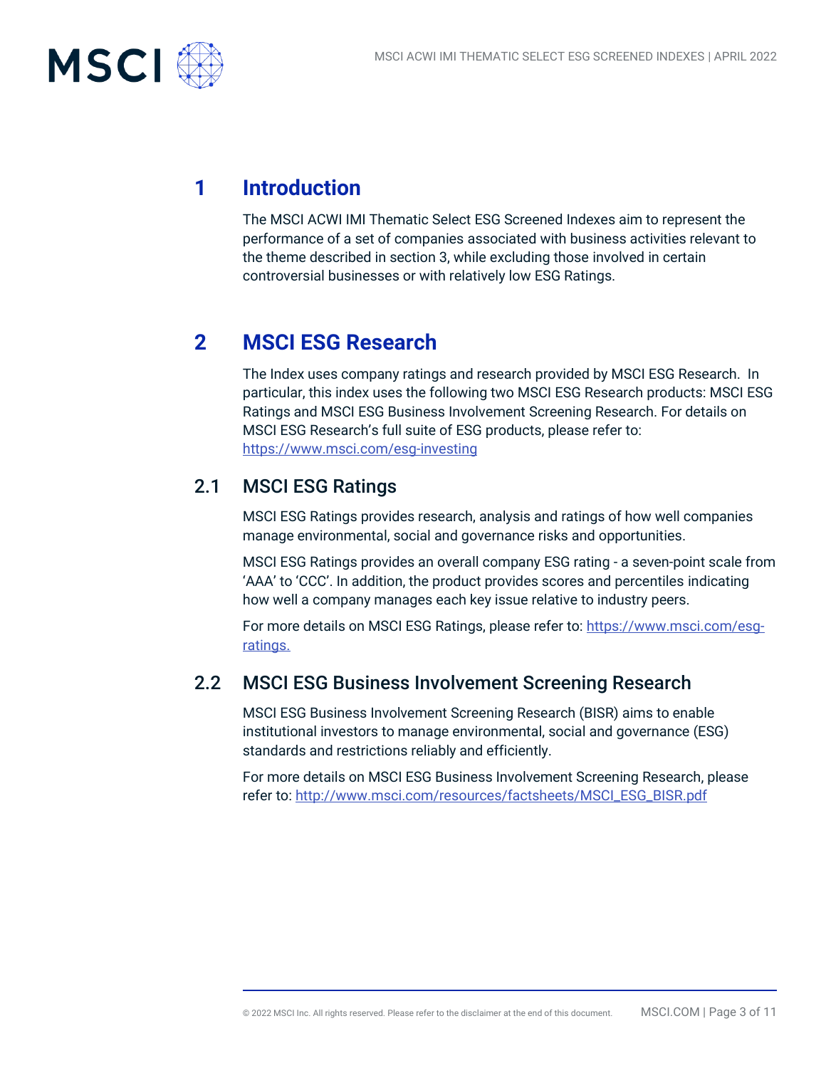# 1 Introduction

The MSCI ACWI IMI Thematic Select ESG Screened Indexes aim to represent the performance of a set of companies associated with business activities relevant to the theme described in section 3, while excluding those involved in certain controversial businesses or with relatively low ESG Ratings.

# 2 MSCI ESG Research

The Index uses company ratings and research provided by MSCI ESG Research. In particular, this index uses the following two MSCI ESG Research products: MSCI ESG Ratings and MSCI ESG Business Involvement Screening Research. For details on MSCI ESG Research's full suite of ESG products, please refer to: https://www.msci.com/esg-investing

## 2.1 MSCI ESG Ratings

MSCI ESG Ratings provides research, analysis and ratings of how well companies manage environmental, social and governance risks and opportunities.

MSCI ESG Ratings provides an overall company ESG rating - a seven-point scale from 'AAA' to 'CCC'. In addition, the product provides scores and percentiles indicating how well a company manages each key issue relative to industry peers.

For more details on MSCI ESG Ratings, please refer to: https://www.msci.com/esg-ratings.

## 2.2 MSCI ESG Business Involvement Screening Research

MSCI ESG Business Involvement Screening Research (BISR) aims to enable institutional investors to manage environmental, social and governance (ESG) standards and restrictions reliably and efficiently.

For more details on MSCI ESG Business Involvement Screening Research, please refer to: http://www.msci.com/resources/factsheets/MSCI_ESG_BISR.pdf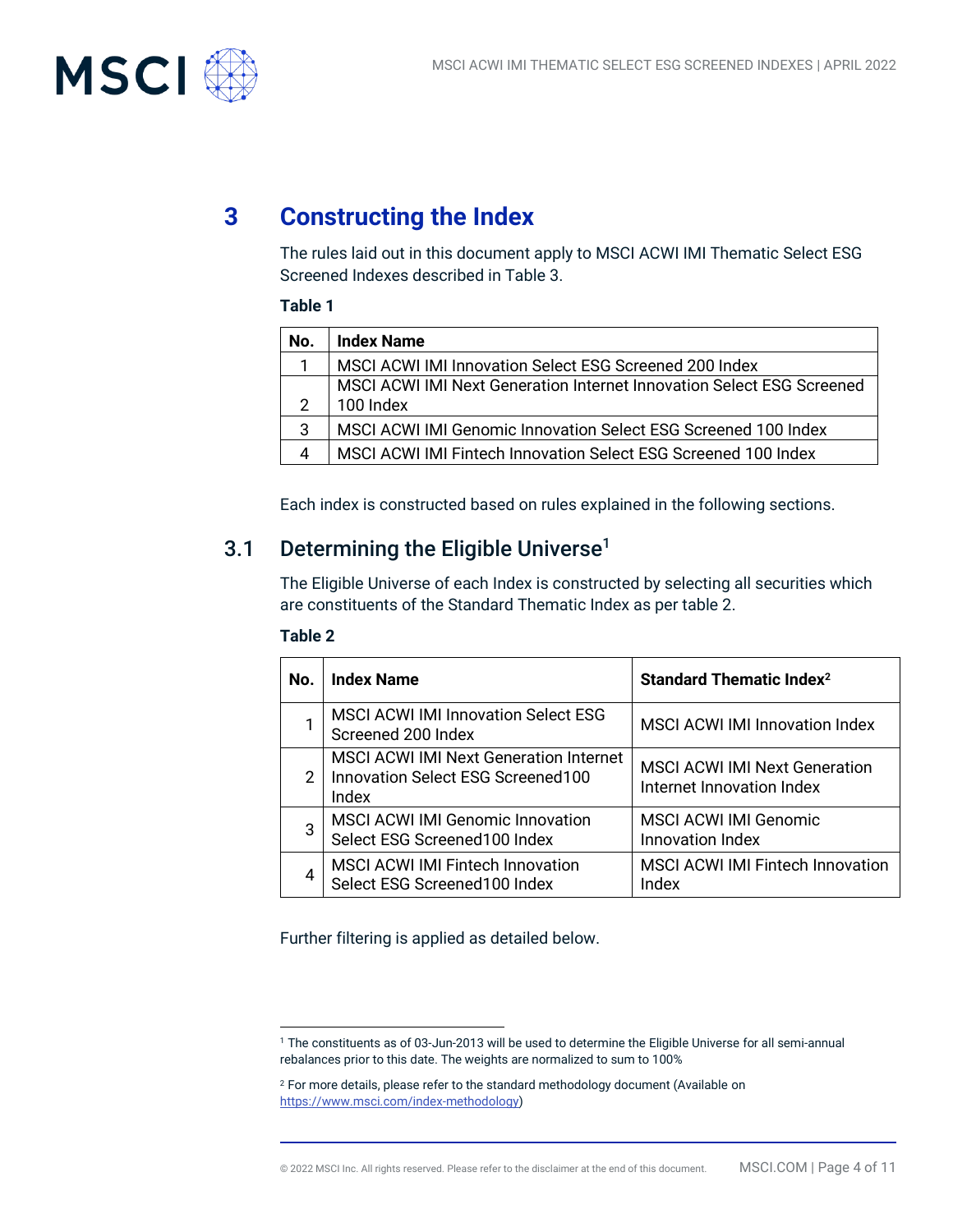# 3 Constructing the Index

The rules laid out in this document apply to MSCI ACWI IMI Thematic Select ESG Screened Indexes described in Table 3.

**Table 1**

| No. | Index Name |
|---|---|
| 1 | MSCI ACWI IMI Innovation Select ESG Screened 200 Index |
| 2 | MSCI ACWI IMI Next Generation Internet Innovation Select ESG Screened 100 Index |
| 3 | MSCI ACWI IMI Genomic Innovation Select ESG Screened 100 Index |
| 4 | MSCI ACWI IMI Fintech Innovation Select ESG Screened 100 Index |

Each index is constructed based on rules explained in the following sections.

## 3.1 Determining the Eligible Universe[1]

The Eligible Universe of each Index is constructed by selecting all securities which are constituents of the Standard Thematic Index as per table 2.

**Table 2**

| No. | Index Name | Standard Thematic Index[2] |
|---|---|---|
| 1 | MSCI ACWI IMI Innovation Select ESG Screened 200 Index | MSCI ACWI IMI Innovation Index |
| 2 | MSCI ACWI IMI Next Generation Internet Innovation Select ESG Screened100 Index | MSCI ACWI IMI Next Generation Internet Innovation Index |
| 3 | MSCI ACWI IMI Genomic Innovation Select ESG Screened100 Index | MSCI ACWI IMI Genomic Innovation Index |
| 4 | MSCI ACWI IMI Fintech Innovation Select ESG Screened100 Index | MSCI ACWI IMI Fintech Innovation Index |

Further filtering is applied as detailed below.

---

[1] The constituents as of 03-Jun-2013 will be used to determine the Eligible Universe for all semi-annual rebalances prior to this date. The weights are normalized to sum to 100%

[2] For more details, please refer to the standard methodology document (Available on https://www.msci.com/index-methodology)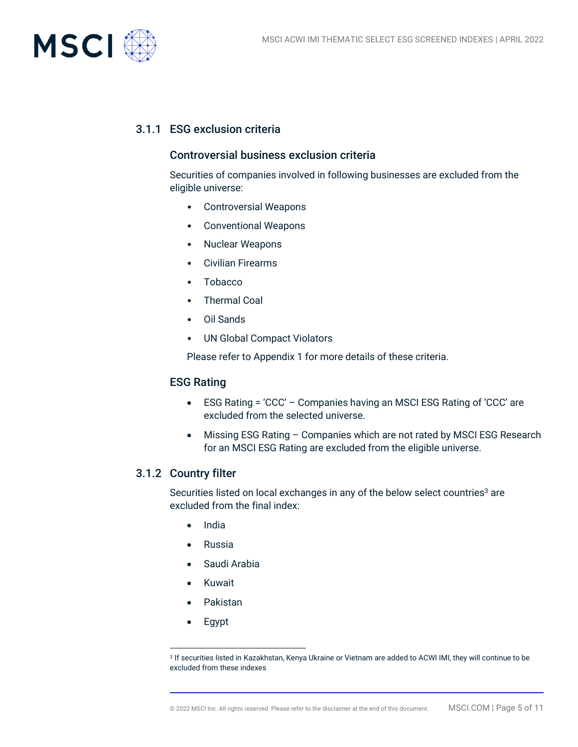### 3.1.1 ESG exclusion criteria

#### Controversial business exclusion criteria

Securities of companies involved in following businesses are excluded from the eligible universe:

- Controversial Weapons
- Conventional Weapons
- Nuclear Weapons
- Civilian Firearms
- Tobacco
- Thermal Coal
- Oil Sands
- UN Global Compact Violators

Please refer to Appendix 1 for more details of these criteria.

#### ESG Rating

- ESG Rating = 'CCC' – Companies having an MSCI ESG Rating of 'CCC' are excluded from the selected universe.
- Missing ESG Rating – Companies which are not rated by MSCI ESG Research for an MSCI ESG Rating are excluded from the eligible universe.

### 3.1.2 Country filter

Securities listed on local exchanges in any of the below select countries[3] are excluded from the final index:

- India
- Russia
- Saudi Arabia
- Kuwait
- Pakistan
- Egypt

[3] If securities listed in Kazakhstan, Kenya Ukraine or Vietnam are added to ACWI IMI, they will continue to be excluded from these indexes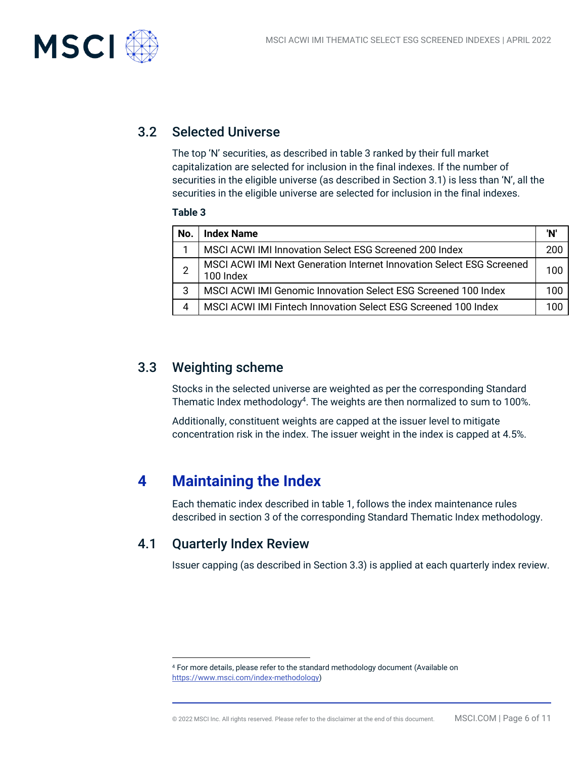## 3.2 Selected Universe

The top 'N' securities, as described in table 3 ranked by their full market capitalization are selected for inclusion in the final indexes. If the number of securities in the eligible universe (as described in Section 3.1) is less than 'N', all the securities in the eligible universe are selected for inclusion in the final indexes.

**Table 3**

| No. | Index Name | 'N' |
|---|---|---|
| 1 | MSCI ACWI IMI Innovation Select ESG Screened 200 Index | 200 |
| 2 | MSCI ACWI IMI Next Generation Internet Innovation Select ESG Screened 100 Index | 100 |
| 3 | MSCI ACWI IMI Genomic Innovation Select ESG Screened 100 Index | 100 |
| 4 | MSCI ACWI IMI Fintech Innovation Select ESG Screened 100 Index | 100 |

## 3.3 Weighting scheme

Stocks in the selected universe are weighted as per the corresponding Standard Thematic Index methodology[4]. The weights are then normalized to sum to 100%.

Additionally, constituent weights are capped at the issuer level to mitigate concentration risk in the index. The issuer weight in the index is capped at 4.5%.

# 4 Maintaining the Index

Each thematic index described in table 1, follows the index maintenance rules described in section 3 of the corresponding Standard Thematic Index methodology.

## 4.1 Quarterly Index Review

Issuer capping (as described in Section 3.3) is applied at each quarterly index review.

[4] For more details, please refer to the standard methodology document (Available on https://www.msci.com/index-methodology)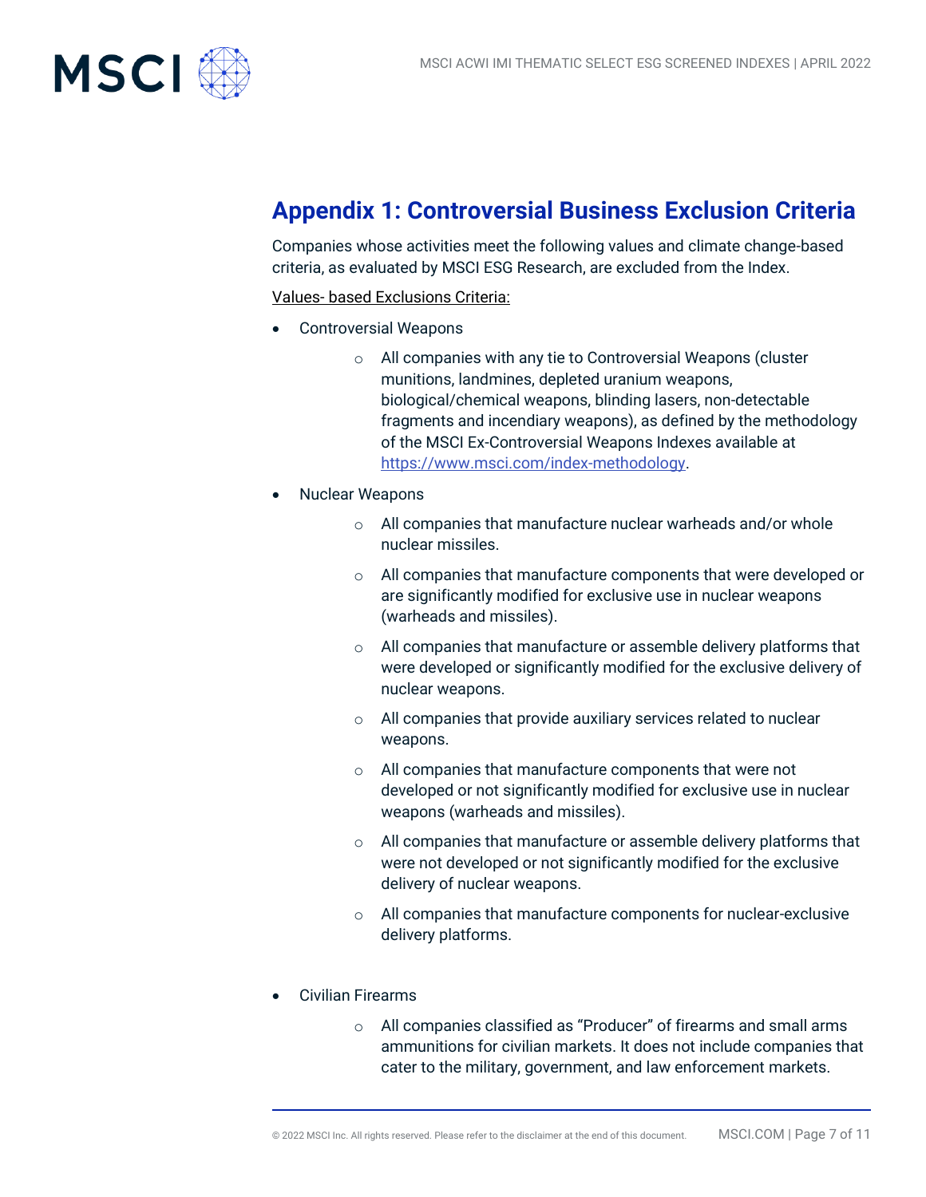## Appendix 1: Controversial Business Exclusion Criteria

Companies whose activities meet the following values and climate change-based criteria, as evaluated by MSCI ESG Research, are excluded from the Index.

<u>Values- based Exclusions Criteria:</u>

- Controversial Weapons
  - All companies with any tie to Controversial Weapons (cluster munitions, landmines, depleted uranium weapons, biological/chemical weapons, blinding lasers, non-detectable fragments and incendiary weapons), as defined by the methodology of the MSCI Ex-Controversial Weapons Indexes available at https://www.msci.com/index-methodology.
- Nuclear Weapons
  - All companies that manufacture nuclear warheads and/or whole nuclear missiles.
  - All companies that manufacture components that were developed or are significantly modified for exclusive use in nuclear weapons (warheads and missiles).
  - All companies that manufacture or assemble delivery platforms that were developed or significantly modified for the exclusive delivery of nuclear weapons.
  - All companies that provide auxiliary services related to nuclear weapons.
  - All companies that manufacture components that were not developed or not significantly modified for exclusive use in nuclear weapons (warheads and missiles).
  - All companies that manufacture or assemble delivery platforms that were not developed or not significantly modified for the exclusive delivery of nuclear weapons.
  - All companies that manufacture components for nuclear-exclusive delivery platforms.
- Civilian Firearms
  - All companies classified as "Producer" of firearms and small arms ammunitions for civilian markets. It does not include companies that cater to the military, government, and law enforcement markets.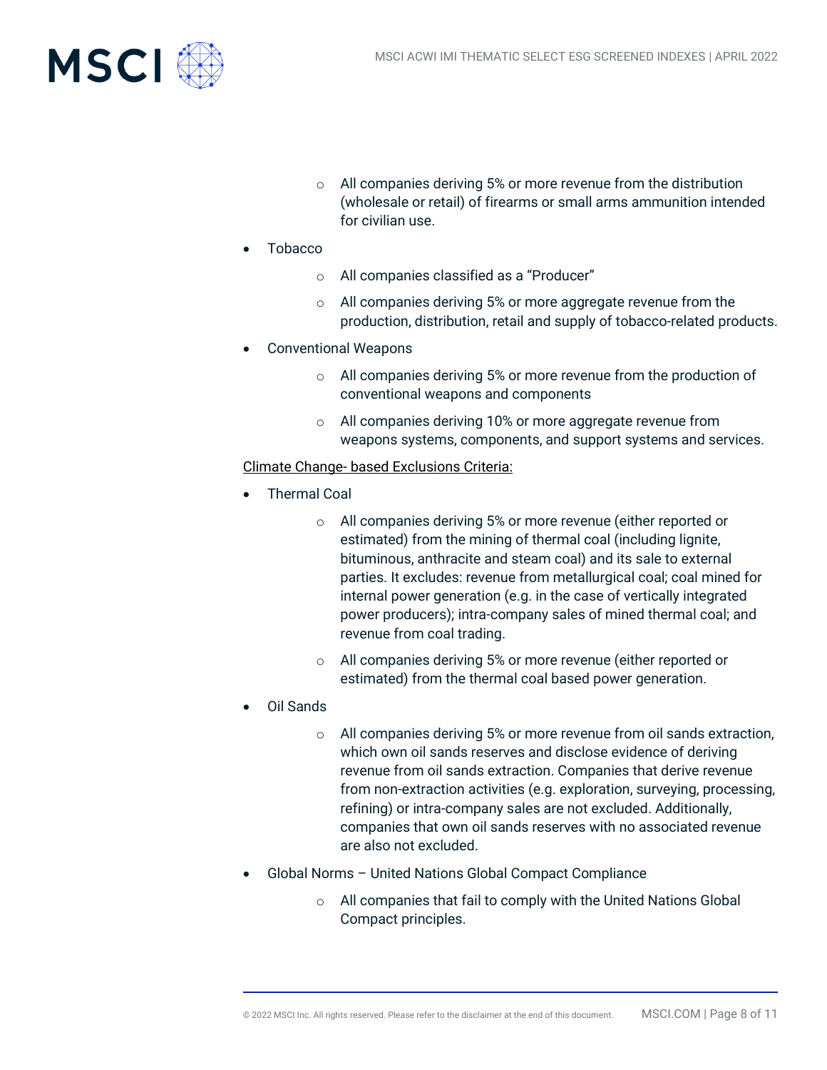- All companies deriving 5% or more revenue from the distribution (wholesale or retail) of firearms or small arms ammunition intended for civilian use.

- Tobacco
  - All companies classified as a "Producer"
  - All companies deriving 5% or more aggregate revenue from the production, distribution, retail and supply of tobacco-related products.

- Conventional Weapons
  - All companies deriving 5% or more revenue from the production of conventional weapons and components
  - All companies deriving 10% or more aggregate revenue from weapons systems, components, and support systems and services.

<u>Climate Change- based Exclusions Criteria:</u>

- Thermal Coal
  - All companies deriving 5% or more revenue (either reported or estimated) from the mining of thermal coal (including lignite, bituminous, anthracite and steam coal) and its sale to external parties. It excludes: revenue from metallurgical coal; coal mined for internal power generation (e.g. in the case of vertically integrated power producers); intra-company sales of mined thermal coal; and revenue from coal trading.
  - All companies deriving 5% or more revenue (either reported or estimated) from the thermal coal based power generation.

- Oil Sands
  - All companies deriving 5% or more revenue from oil sands extraction, which own oil sands reserves and disclose evidence of deriving revenue from oil sands extraction. Companies that derive revenue from non-extraction activities (e.g. exploration, surveying, processing, refining) or intra-company sales are not excluded. Additionally, companies that own oil sands reserves with no associated revenue are also not excluded.

- Global Norms – United Nations Global Compact Compliance
  - All companies that fail to comply with the United Nations Global Compact principles.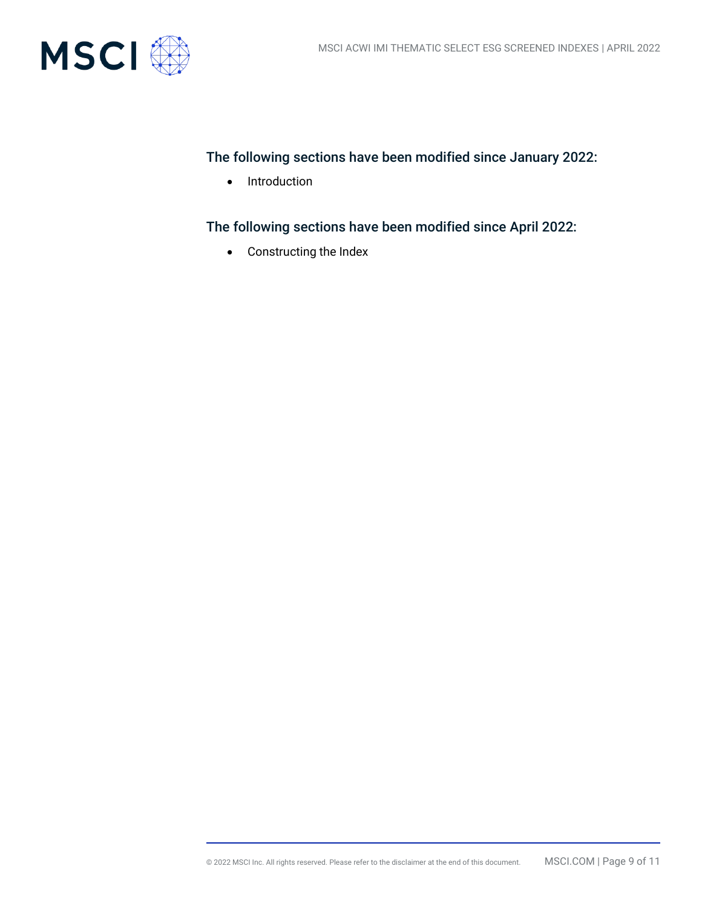## The following sections have been modified since January 2022:

- Introduction

## The following sections have been modified since April 2022:

- Constructing the Index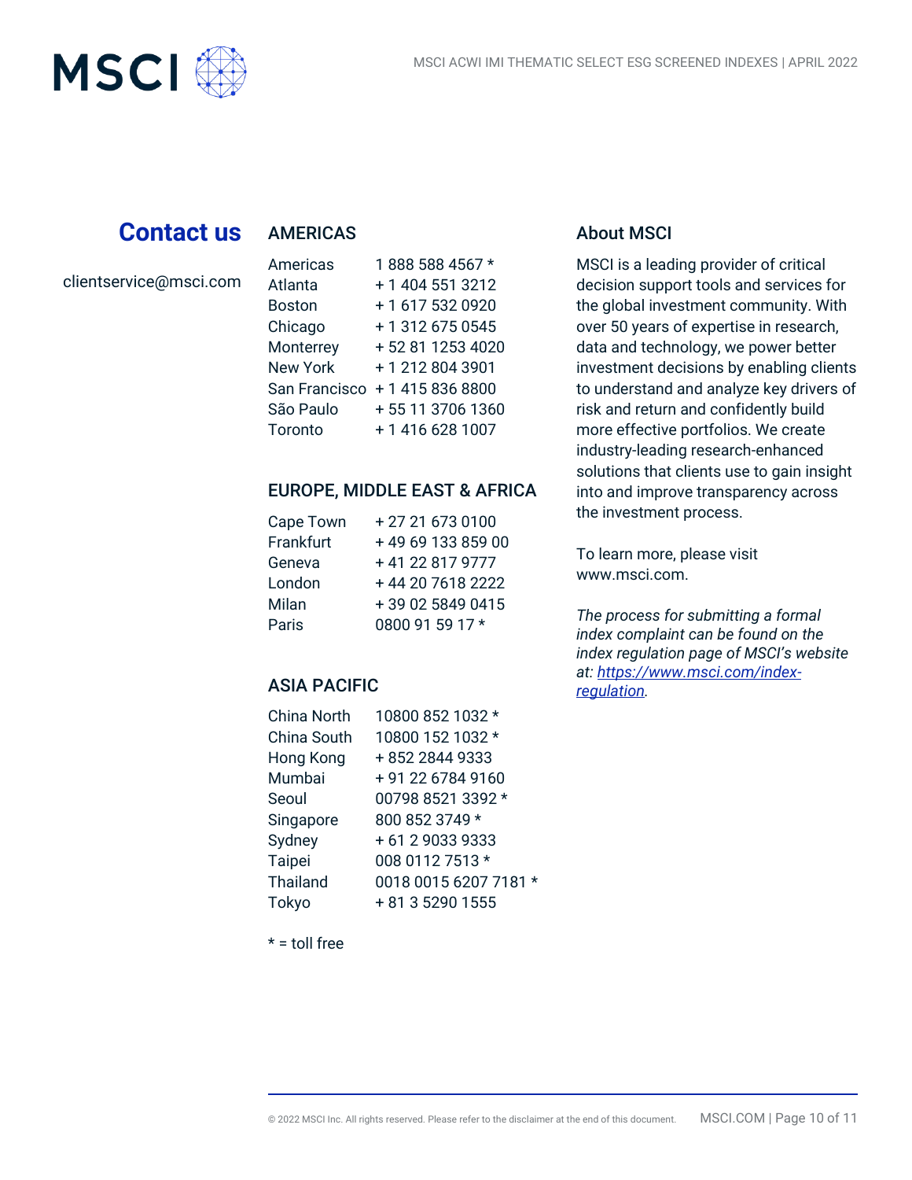## Contact us

clientservice@msci.com

### AMERICAS

| | |
|---|---|
| Americas | 1 888 588 4567 * |
| Atlanta | + 1 404 551 3212 |
| Boston | + 1 617 532 0920 |
| Chicago | + 1 312 675 0545 |
| Monterrey | + 52 81 1253 4020 |
| New York | + 1 212 804 3901 |
| San Francisco | + 1 415 836 8800 |
| São Paulo | + 55 11 3706 1360 |
| Toronto | + 1 416 628 1007 |

### EUROPE, MIDDLE EAST & AFRICA

| | |
|---|---|
| Cape Town | + 27 21 673 0100 |
| Frankfurt | + 49 69 133 859 00 |
| Geneva | + 41 22 817 9777 |
| London | + 44 20 7618 2222 |
| Milan | + 39 02 5849 0415 |
| Paris | 0800 91 59 17 * |

### ASIA PACIFIC

| | |
|---|---|
| China North | 10800 852 1032 * |
| China South | 10800 152 1032 * |
| Hong Kong | + 852 2844 9333 |
| Mumbai | + 91 22 6784 9160 |
| Seoul | 00798 8521 3392 * |
| Singapore | 800 852 3749 * |
| Sydney | + 61 2 9033 9333 |
| Taipei | 008 0112 7513 * |
| Thailand | 0018 0015 6207 7181 * |
| Tokyo | + 81 3 5290 1555 |

* = toll free

### About MSCI

MSCI is a leading provider of critical decision support tools and services for the global investment community. With over 50 years of expertise in research, data and technology, we power better investment decisions by enabling clients to understand and analyze key drivers of risk and return and confidently build more effective portfolios. We create industry-leading research-enhanced solutions that clients use to gain insight into and improve transparency across the investment process.

To learn more, please visit www.msci.com.

*The process for submitting a formal index complaint can be found on the index regulation page of MSCI's website at: [https://www.msci.com/index-regulation](https://www.msci.com/index-regulation).*

© 2022 MSCI Inc. All rights reserved. Please refer to the disclaimer at the end of this document.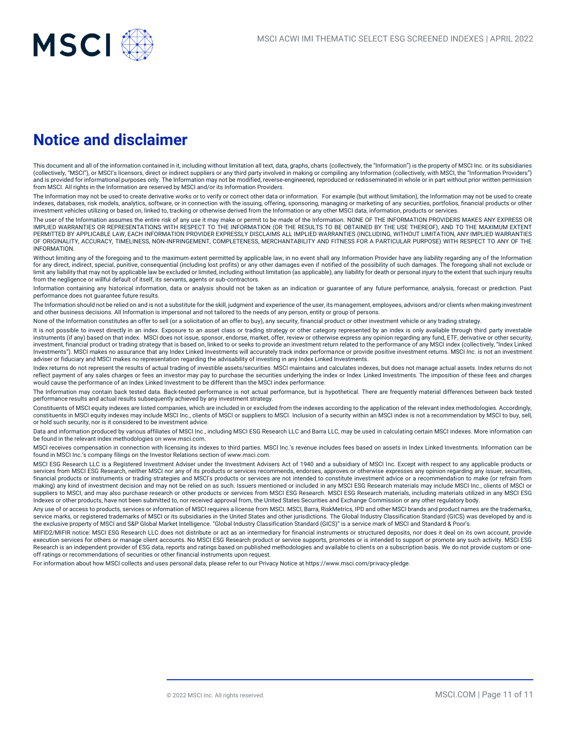# Notice and disclaimer

This document and all of the information contained in it, including without limitation all text, data, graphs, charts (collectively, the "Information") is the property of MSCI Inc. or its subsidiaries (collectively, "MSCI"), or MSCI's licensors, direct or indirect suppliers or any third party involved in making or compiling any Information (collectively, with MSCI, the "Information Providers") and is provided for informational purposes only. The Information may not be modified, reverse-engineered, reproduced or redisseminated in whole or in part without prior written permission from MSCI. All rights in the Information are reserved by MSCI and/or its Information Providers.

The Information may not be used to create derivative works or to verify or correct other data or information. For example (but without limitation), the Information may not be used to create indexes, databases, risk models, analytics, software, or in connection with the issuing, offering, sponsoring, managing or marketing of any securities, portfolios, financial products or other investment vehicles utilizing or based on, linked to, tracking or otherwise derived from the Information or any other MSCI data, information, products or services.

The user of the Information assumes the entire risk of any use it may make or permit to be made of the Information. NONE OF THE INFORMATION PROVIDERS MAKES ANY EXPRESS OR IMPLIED WARRANTIES OR REPRESENTATIONS WITH RESPECT TO THE INFORMATION (OR THE RESULTS TO BE OBTAINED BY THE USE THEREOF), AND TO THE MAXIMUM EXTENT PERMITTED BY APPLICABLE LAW, EACH INFORMATION PROVIDER EXPRESSLY DISCLAIMS ALL IMPLIED WARRANTIES (INCLUDING, WITHOUT LIMITATION, ANY IMPLIED WARRANTIES OF ORIGINALITY, ACCURACY, TIMELINESS, NON-INFRINGEMENT, COMPLETENESS, MERCHANTABILITY AND FITNESS FOR A PARTICULAR PURPOSE) WITH RESPECT TO ANY OF THE INFORMATION.

Without limiting any of the foregoing and to the maximum extent permitted by applicable law, in no event shall any Information Provider have any liability regarding any of the Information for any direct, indirect, special, punitive, consequential (including lost profits) or any other damages even if notified of the possibility of such damages. The foregoing shall not exclude or limit any liability that may not by applicable law be excluded or limited, including without limitation (as applicable), any liability for death or personal injury to the extent that such injury results from the negligence or willful default of itself, its servants, agents or sub-contractors.

Information containing any historical information, data or analysis should not be taken as an indication or guarantee of any future performance, analysis, forecast or prediction. Past performance does not guarantee future results.

The Information should not be relied on and is not a substitute for the skill, judgment and experience of the user, its management, employees, advisors and/or clients when making investment and other business decisions. All Information is impersonal and not tailored to the needs of any person, entity or group of persons.

None of the Information constitutes an offer to sell (or a solicitation of an offer to buy), any security, financial product or other investment vehicle or any trading strategy.

It is not possible to invest directly in an index. Exposure to an asset class or trading strategy or other category represented by an index is only available through third party investable instruments (if any) based on that index. MSCI does not issue, sponsor, endorse, market, offer, review or otherwise express any opinion regarding any fund, ETF, derivative or other security, investment, financial product or trading strategy that is based on, linked to or seeks to provide an investment return related to the performance of any MSCI index (collectively, "Index Linked Investments"). MSCI makes no assurance that any Index Linked Investments will accurately track index performance or provide positive investment returns. MSCI Inc. is not an investment adviser or fiduciary and MSCI makes no representation regarding the advisability of investing in any Index Linked Investments.

Index returns do not represent the results of actual trading of investible assets/securities. MSCI maintains and calculates indexes, but does not manage actual assets. Index returns do not reflect payment of any sales charges or fees an investor may pay to purchase the securities underlying the index or Index Linked Investments. The imposition of these fees and charges would cause the performance of an Index Linked Investment to be different than the MSCI index performance.

The Information may contain back tested data. Back-tested performance is not actual performance, but is hypothetical. There are frequently material differences between back tested performance results and actual results subsequently achieved by any investment strategy.

Constituents of MSCI equity indexes are listed companies, which are included in or excluded from the indexes according to the application of the relevant index methodologies. Accordingly, constituents in MSCI equity indexes may include MSCI Inc., clients of MSCI or suppliers to MSCI. Inclusion of a security within an MSCI index is not a recommendation by MSCI to buy, sell, or hold such security, nor is it considered to be investment advice.

Data and information produced by various affiliates of MSCI Inc., including MSCI ESG Research LLC and Barra LLC, may be used in calculating certain MSCI indexes. More information can be found in the relevant index methodologies on www.msci.com.

MSCI receives compensation in connection with licensing its indexes to third parties. MSCI Inc.'s revenue includes fees based on assets in Index Linked Investments. Information can be found in MSCI Inc.'s company filings on the Investor Relations section of www.msci.com.

MSCI ESG Research LLC is a Registered Investment Adviser under the Investment Advisers Act of 1940 and a subsidiary of MSCI Inc. Except with respect to any applicable products or services from MSCI ESG Research, neither MSCI nor any of its products or services recommends, endorses, approves or otherwise expresses any opinion regarding any issuer, securities, financial products or instruments or trading strategies and MSCI's products or services are not intended to constitute investment advice or a recommendation to make (or refrain from making) any kind of investment decision and may not be relied on as such. Issuers mentioned or included in any MSCI ESG Research materials may include MSCI Inc., clients of MSCI or suppliers to MSCI, and may also purchase research or other products or services from MSCI ESG Research. MSCI ESG Research materials, including materials utilized in any MSCI ESG Indexes or other products, have not been submitted to, nor received approval from, the United States Securities and Exchange Commission or any other regulatory body.

Any use of or access to products, services or information of MSCI requires a license from MSCI. MSCI, Barra, RiskMetrics, IPD and other MSCI brands and product names are the trademarks, service marks, or registered trademarks of MSCI or its subsidiaries in the United States and other jurisdictions. The Global Industry Classification Standard (GICS) was developed by and is the exclusive property of MSCI and S&P Global Market Intelligence. "Global Industry Classification Standard (GICS)" is a service mark of MSCI and Standard & Poor's.

MIFID2/MIFIR notice: MSCI ESG Research LLC does not distribute or act as an intermediary for financial instruments or structured deposits, nor does it deal on its own account, provide execution services for others or manage client accounts. No MSCI ESG Research product or service supports, promotes or is intended to support or promote any such activity. MSCI ESG Research is an independent provider of ESG data, reports and ratings based on published methodologies and available to clients on a subscription basis. We do not provide custom or one-off ratings or recommendations of securities or other financial instruments upon request.

For information about how MSCI collects and uses personal data, please refer to our Privacy Notice at https://www.msci.com/privacy-pledge.